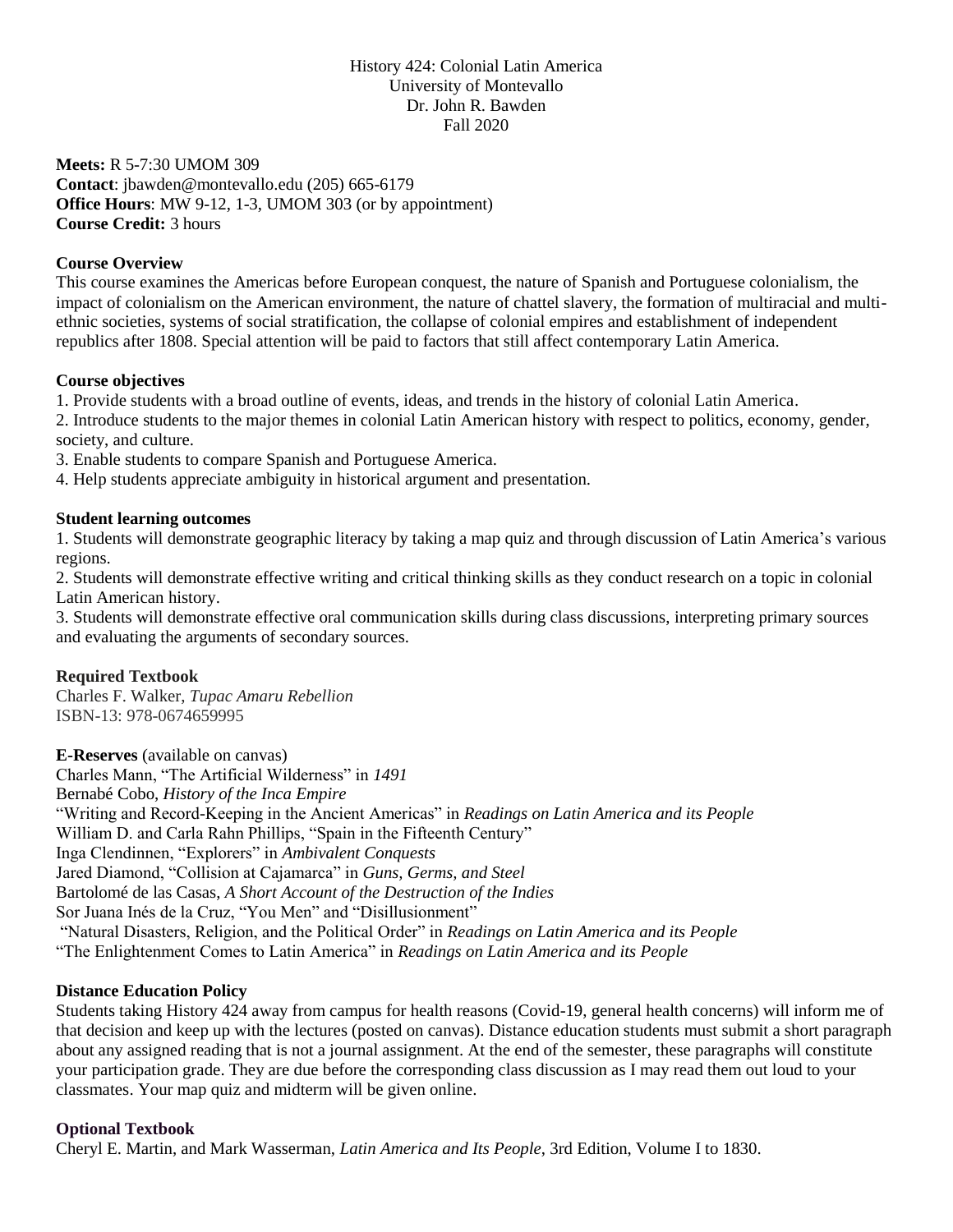History 424: Colonial Latin America
University of Montevallo
Dr. John R. Bawden
Fall 2020

**Meets:** R 5-7:30 UMOM 309
**Contact**: jbawden@montevallo.edu (205) 665-6179
**Office Hours**: MW 9-12, 1-3, UMOM 303 (or by appointment)
**Course Credit:** 3 hours

## Course Overview

This course examines the Americas before European conquest, the nature of Spanish and Portuguese colonialism, the impact of colonialism on the American environment, the nature of chattel slavery, the formation of multiracial and multi-ethnic societies, systems of social stratification, the collapse of colonial empires and establishment of independent republics after 1808. Special attention will be paid to factors that still affect contemporary Latin America.

## Course objectives

1. Provide students with a broad outline of events, ideas, and trends in the history of colonial Latin America.
2. Introduce students to the major themes in colonial Latin American history with respect to politics, economy, gender, society, and culture.
3. Enable students to compare Spanish and Portuguese America.
4. Help students appreciate ambiguity in historical argument and presentation.

## Student learning outcomes

1. Students will demonstrate geographic literacy by taking a map quiz and through discussion of Latin America's various regions.
2. Students will demonstrate effective writing and critical thinking skills as they conduct research on a topic in colonial Latin American history.
3. Students will demonstrate effective oral communication skills during class discussions, interpreting primary sources and evaluating the arguments of secondary sources.

## Required Textbook

Charles F. Walker, *Tupac Amaru Rebellion*
ISBN-13: 978-0674659995

**E-Reserves** (available on canvas)
Charles Mann, "The Artificial Wilderness" in *1491*
Bernabé Cobo, *History of the Inca Empire*
"Writing and Record-Keeping in the Ancient Americas" in *Readings on Latin America and its People*
William D. and Carla Rahn Phillips, "Spain in the Fifteenth Century"
Inga Clendinnen, "Explorers" in *Ambivalent Conquests*
Jared Diamond, "Collision at Cajamarca" in *Guns, Germs, and Steel*
Bartolomé de las Casas, *A Short Account of the Destruction of the Indies*
Sor Juana Inés de la Cruz, "You Men" and "Disillusionment"
"Natural Disasters, Religion, and the Political Order" in *Readings on Latin America and its People*
"The Enlightenment Comes to Latin America" in *Readings on Latin America and its People*

## Distance Education Policy

Students taking History 424 away from campus for health reasons (Covid-19, general health concerns) will inform me of that decision and keep up with the lectures (posted on canvas). Distance education students must submit a short paragraph about any assigned reading that is not a journal assignment. At the end of the semester, these paragraphs will constitute your participation grade. They are due before the corresponding class discussion as I may read them out loud to your classmates. Your map quiz and midterm will be given online.

## Optional Textbook

Cheryl E. Martin, and Mark Wasserman, *Latin America and Its People*, 3rd Edition, Volume I to 1830.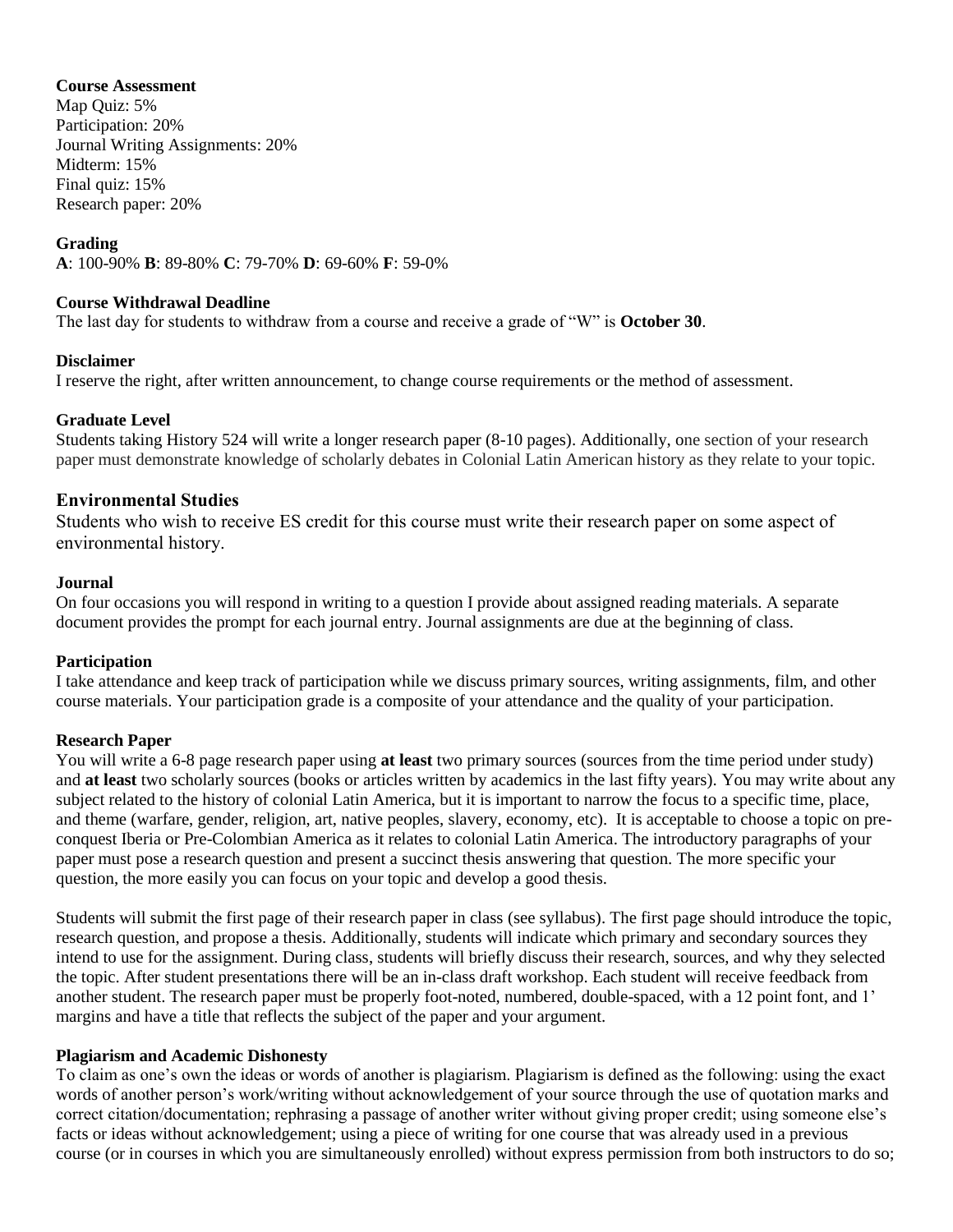**Course Assessment**
Map Quiz: 5%
Participation: 20%
Journal Writing Assignments: 20%
Midterm: 15%
Final quiz: 15%
Research paper: 20%

**Grading**
**A**: 100-90% **B**: 89-80% **C**: 79-70% **D**: 69-60% **F**: 59-0%

**Course Withdrawal Deadline**
The last day for students to withdraw from a course and receive a grade of "W" is **October 30**.

**Disclaimer**
I reserve the right, after written announcement, to change course requirements or the method of assessment.

**Graduate Level**
Students taking History 524 will write a longer research paper (8-10 pages). Additionally, one section of your research paper must demonstrate knowledge of scholarly debates in Colonial Latin American history as they relate to your topic.

## Environmental Studies

Students who wish to receive ES credit for this course must write their research paper on some aspect of environmental history.

**Journal**
On four occasions you will respond in writing to a question I provide about assigned reading materials. A separate document provides the prompt for each journal entry. Journal assignments are due at the beginning of class.

**Participation**
I take attendance and keep track of participation while we discuss primary sources, writing assignments, film, and other course materials. Your participation grade is a composite of your attendance and the quality of your participation.

**Research Paper**
You will write a 6-8 page research paper using **at least** two primary sources (sources from the time period under study) and **at least** two scholarly sources (books or articles written by academics in the last fifty years). You may write about any subject related to the history of colonial Latin America, but it is important to narrow the focus to a specific time, place, and theme (warfare, gender, religion, art, native peoples, slavery, economy, etc). It is acceptable to choose a topic on pre-conquest Iberia or Pre-Colombian America as it relates to colonial Latin America. The introductory paragraphs of your paper must pose a research question and present a succinct thesis answering that question. The more specific your question, the more easily you can focus on your topic and develop a good thesis.

Students will submit the first page of their research paper in class (see syllabus). The first page should introduce the topic, research question, and propose a thesis. Additionally, students will indicate which primary and secondary sources they intend to use for the assignment. During class, students will briefly discuss their research, sources, and why they selected the topic. After student presentations there will be an in-class draft workshop. Each student will receive feedback from another student. The research paper must be properly foot-noted, numbered, double-spaced, with a 12 point font, and 1' margins and have a title that reflects the subject of the paper and your argument.

**Plagiarism and Academic Dishonesty**
To claim as one's own the ideas or words of another is plagiarism. Plagiarism is defined as the following: using the exact words of another person's work/writing without acknowledgement of your source through the use of quotation marks and correct citation/documentation; rephrasing a passage of another writer without giving proper credit; using someone else's facts or ideas without acknowledgement; using a piece of writing for one course that was already used in a previous course (or in courses in which you are simultaneously enrolled) without express permission from both instructors to do so;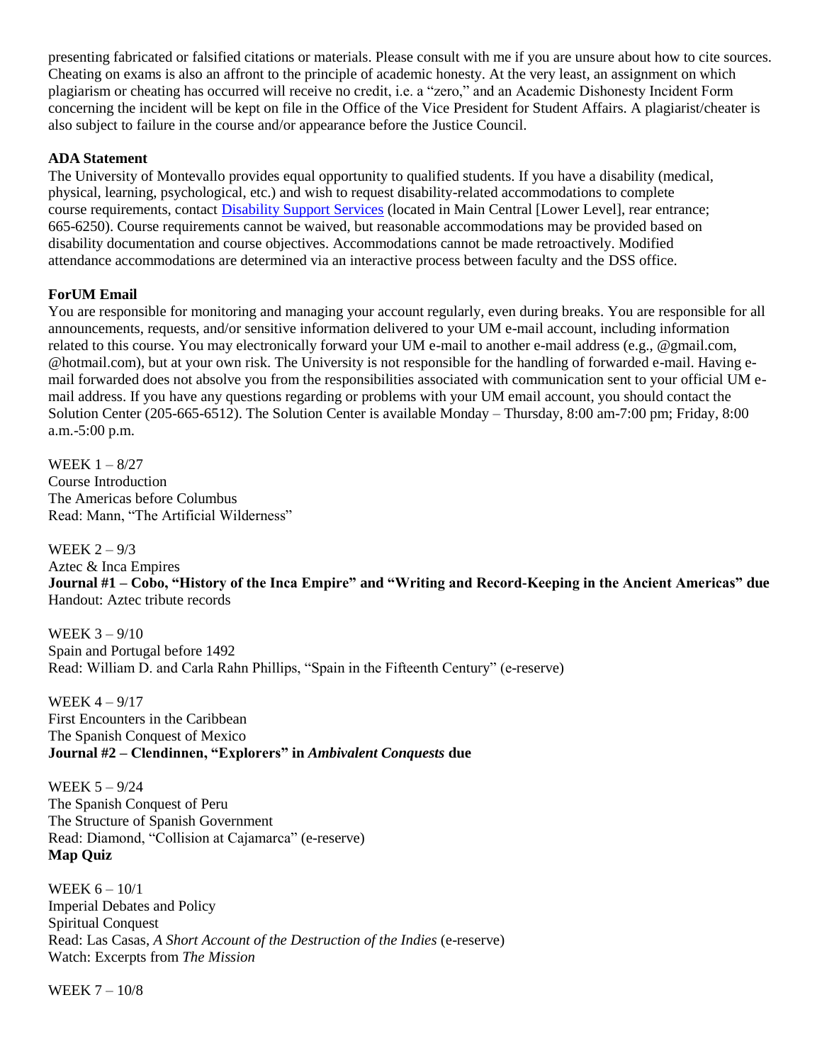presenting fabricated or falsified citations or materials. Please consult with me if you are unsure about how to cite sources. Cheating on exams is also an affront to the principle of academic honesty. At the very least, an assignment on which plagiarism or cheating has occurred will receive no credit, i.e. a "zero," and an Academic Dishonesty Incident Form concerning the incident will be kept on file in the Office of the Vice President for Student Affairs. A plagiarist/cheater is also subject to failure in the course and/or appearance before the Justice Council.

**ADA Statement**

The University of Montevallo provides equal opportunity to qualified students. If you have a disability (medical, physical, learning, psychological, etc.) and wish to request disability-related accommodations to complete course requirements, contact Disability Support Services (located in Main Central [Lower Level], rear entrance; 665-6250). Course requirements cannot be waived, but reasonable accommodations may be provided based on disability documentation and course objectives. Accommodations cannot be made retroactively. Modified attendance accommodations are determined via an interactive process between faculty and the DSS office.

**ForUM Email**

You are responsible for monitoring and managing your account regularly, even during breaks. You are responsible for all announcements, requests, and/or sensitive information delivered to your UM e-mail account, including information related to this course. You may electronically forward your UM e-mail to another e-mail address (e.g., @gmail.com, @hotmail.com), but at your own risk. The University is not responsible for the handling of forwarded e-mail. Having e-mail forwarded does not absolve you from the responsibilities associated with communication sent to your official UM e-mail address. If you have any questions regarding or problems with your UM email account, you should contact the Solution Center (205-665-6512). The Solution Center is available Monday – Thursday, 8:00 am-7:00 pm; Friday, 8:00 a.m.-5:00 p.m.

WEEK 1 – 8/27
Course Introduction
The Americas before Columbus
Read: Mann, "The Artificial Wilderness"

WEEK 2 – 9/3
Aztec & Inca Empires
**Journal #1 – Cobo, "History of the Inca Empire" and "Writing and Record-Keeping in the Ancient Americas" due**
Handout: Aztec tribute records

WEEK 3 – 9/10
Spain and Portugal before 1492
Read: William D. and Carla Rahn Phillips, "Spain in the Fifteenth Century" (e-reserve)

WEEK 4 – 9/17
First Encounters in the Caribbean
The Spanish Conquest of Mexico
**Journal #2 – Clendinnen, "Explorers" in *Ambivalent Conquests* due**

WEEK 5 – 9/24
The Spanish Conquest of Peru
The Structure of Spanish Government
Read: Diamond, "Collision at Cajamarca" (e-reserve)
**Map Quiz**

WEEK 6 – 10/1
Imperial Debates and Policy
Spiritual Conquest
Read: Las Casas, *A Short Account of the Destruction of the Indies* (e-reserve)
Watch: Excerpts from *The Mission*

WEEK 7 – 10/8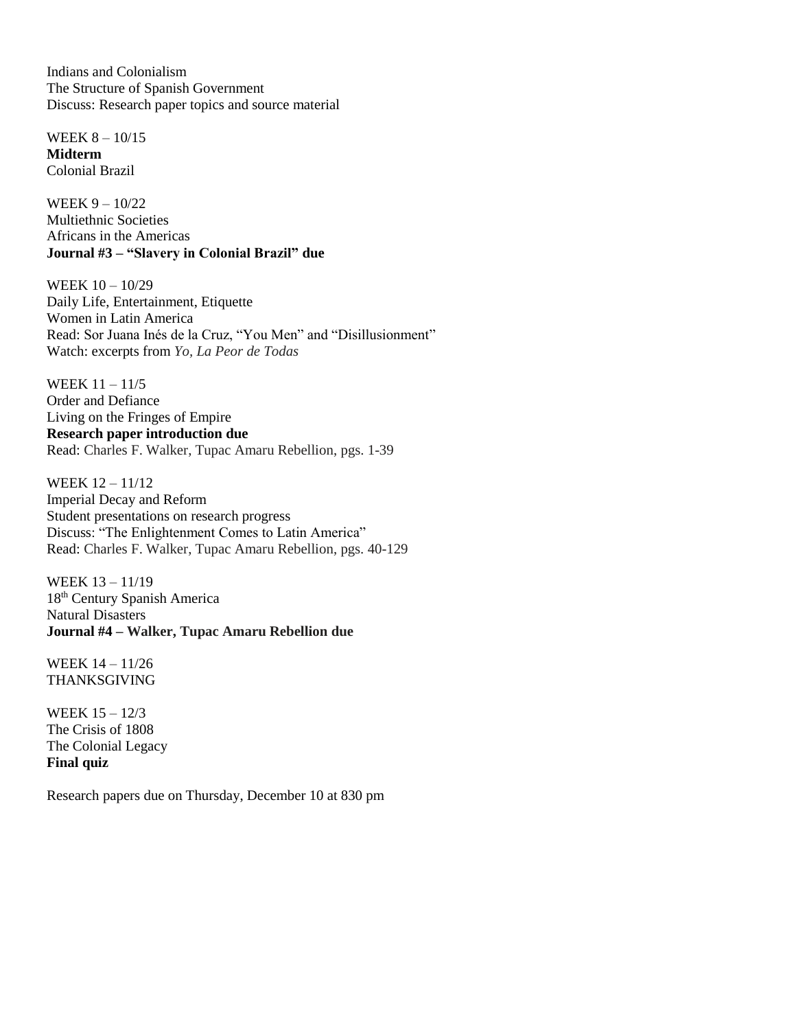Indians and Colonialism
The Structure of Spanish Government
Discuss: Research paper topics and source material

WEEK 8 – 10/15
**Midterm**
Colonial Brazil

WEEK 9 – 10/22
Multiethnic Societies
Africans in the Americas
**Journal #3 – "Slavery in Colonial Brazil" due**

WEEK 10 – 10/29
Daily Life, Entertainment, Etiquette
Women in Latin America
Read: Sor Juana Inés de la Cruz, "You Men" and "Disillusionment"
Watch: excerpts from *Yo, La Peor de Todas*

WEEK 11 – 11/5
Order and Defiance
Living on the Fringes of Empire
**Research paper introduction due**
Read: Charles F. Walker, Tupac Amaru Rebellion, pgs. 1-39

WEEK 12 – 11/12
Imperial Decay and Reform
Student presentations on research progress
Discuss: "The Enlightenment Comes to Latin America"
Read: Charles F. Walker, Tupac Amaru Rebellion, pgs. 40-129

WEEK 13 – 11/19
18th Century Spanish America
Natural Disasters
**Journal #4 – Walker, Tupac Amaru Rebellion due**

WEEK 14 – 11/26
THANKSGIVING

WEEK 15 – 12/3
The Crisis of 1808
The Colonial Legacy
**Final quiz**

Research papers due on Thursday, December 10 at 830 pm